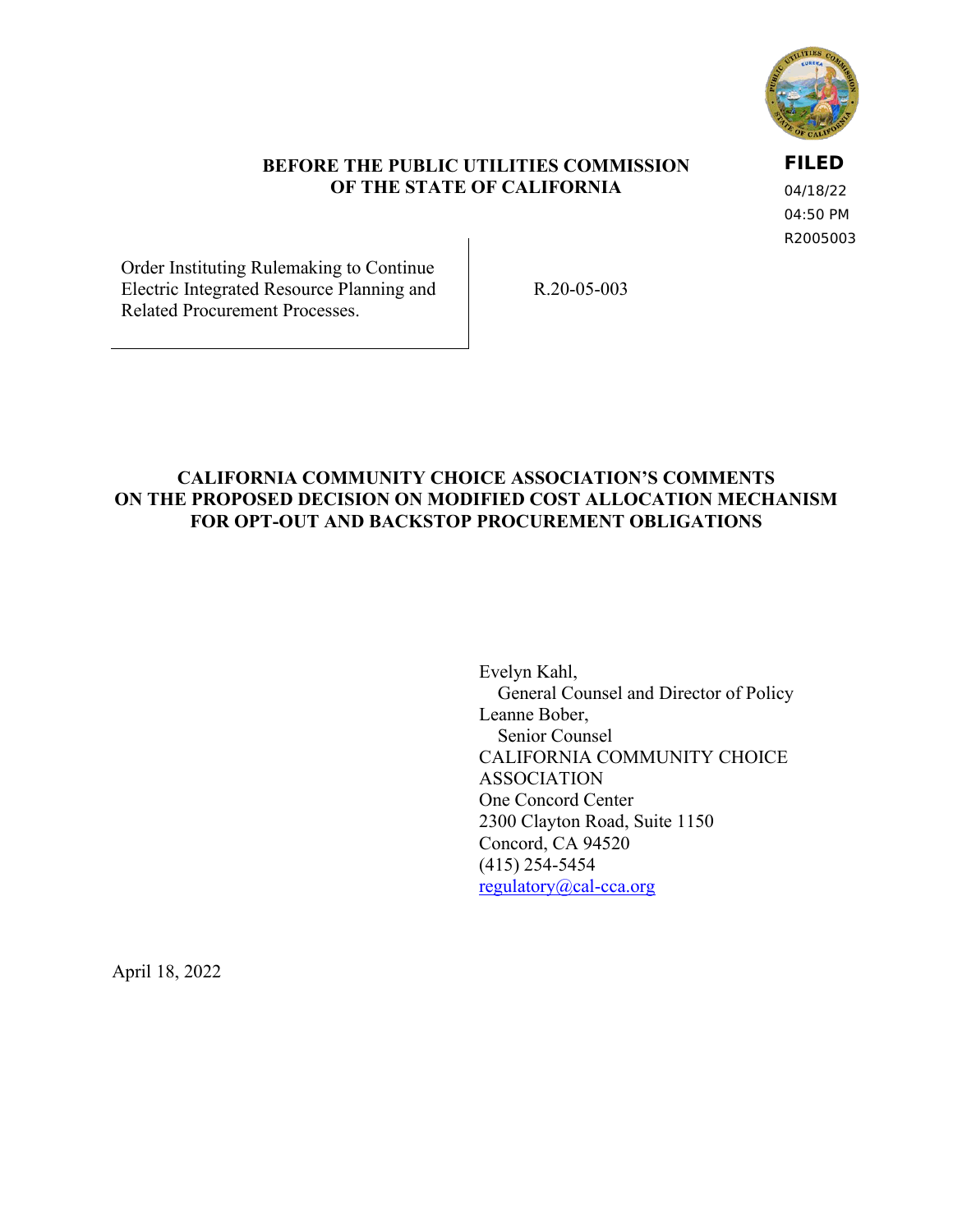FILED
04/18/22
04:50 PM
R2005003

**BEFORE THE PUBLIC UTILITIES COMMISSION OF THE STATE OF CALIFORNIA**

| | |
|---|---|
| Order Instituting Rulemaking to Continue Electric Integrated Resource Planning and Related Procurement Processes. | R.20-05-003 |

# CALIFORNIA COMMUNITY CHOICE ASSOCIATION'S COMMENTS ON THE PROPOSED DECISION ON MODIFIED COST ALLOCATION MECHANISM FOR OPT-OUT AND BACKSTOP PROCUREMENT OBLIGATIONS

Evelyn Kahl,
General Counsel and Director of Policy
Leanne Bober,
Senior Counsel
CALIFORNIA COMMUNITY CHOICE ASSOCIATION
One Concord Center
2300 Clayton Road, Suite 1150
Concord, CA 94520
(415) 254-5454
regulatory@cal-cca.org

April 18, 2022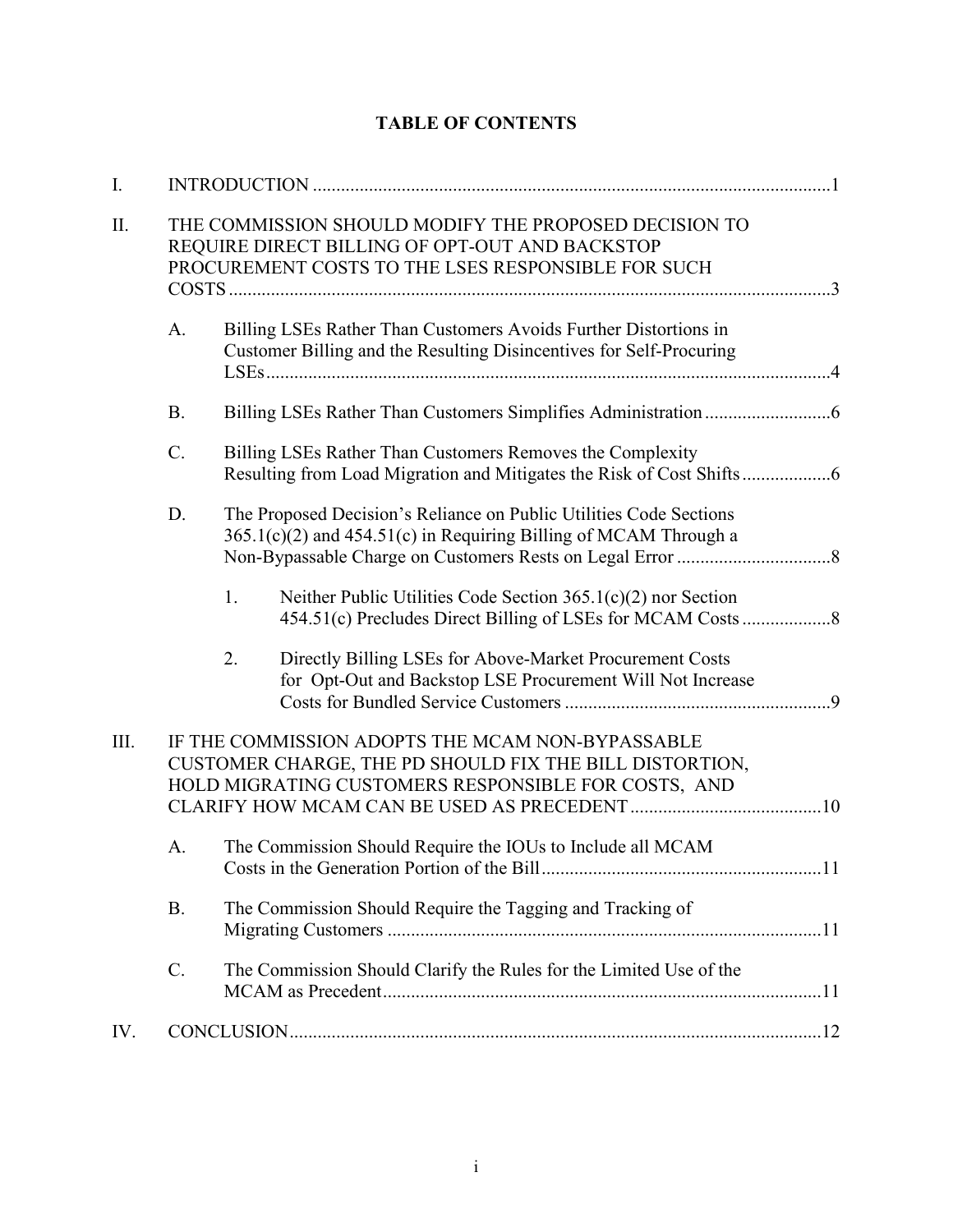# TABLE OF CONTENTS

I. INTRODUCTION .....................................................................................................1

II. THE COMMISSION SHOULD MODIFY THE PROPOSED DECISION TO REQUIRE DIRECT BILLING OF OPT-OUT AND BACKSTOP PROCUREMENT COSTS TO THE LSES RESPONSIBLE FOR SUCH COSTS .....................................................................................................3

  A. Billing LSEs Rather Than Customers Avoids Further Distortions in Customer Billing and the Resulting Disincentives for Self-Procuring LSEs.....................................................................................................4

  B. Billing LSEs Rather Than Customers Simplifies Administration .........................6

  C. Billing LSEs Rather Than Customers Removes the Complexity Resulting from Load Migration and Mitigates the Risk of Cost Shifts ..................6

  D. The Proposed Decision's Reliance on Public Utilities Code Sections 365.1(c)(2) and 454.51(c) in Requiring Billing of MCAM Through a Non-Bypassable Charge on Customers Rests on Legal Error ...............................8

    1. Neither Public Utilities Code Section 365.1(c)(2) nor Section 454.51(c) Precludes Direct Billing of LSEs for MCAM Costs ..................8

    2. Directly Billing LSEs for Above-Market Procurement Costs for Opt-Out and Backstop LSE Procurement Will Not Increase Costs for Bundled Service Customers .......................................................9

III. IF THE COMMISSION ADOPTS THE MCAM NON-BYPASSABLE CUSTOMER CHARGE, THE PD SHOULD FIX THE BILL DISTORTION, HOLD MIGRATING CUSTOMERS RESPONSIBLE FOR COSTS, AND CLARIFY HOW MCAM CAN BE USED AS PRECEDENT .......................................10

  A. The Commission Should Require the IOUs to Include all MCAM Costs in the Generation Portion of the Bill..........................................................11

  B. The Commission Should Require the Tagging and Tracking of Migrating Customers ...........................................................................................11

  C. The Commission Should Clarify the Rules for the Limited Use of the MCAM as Precedent............................................................................................11

IV. CONCLUSION.....................................................................................................12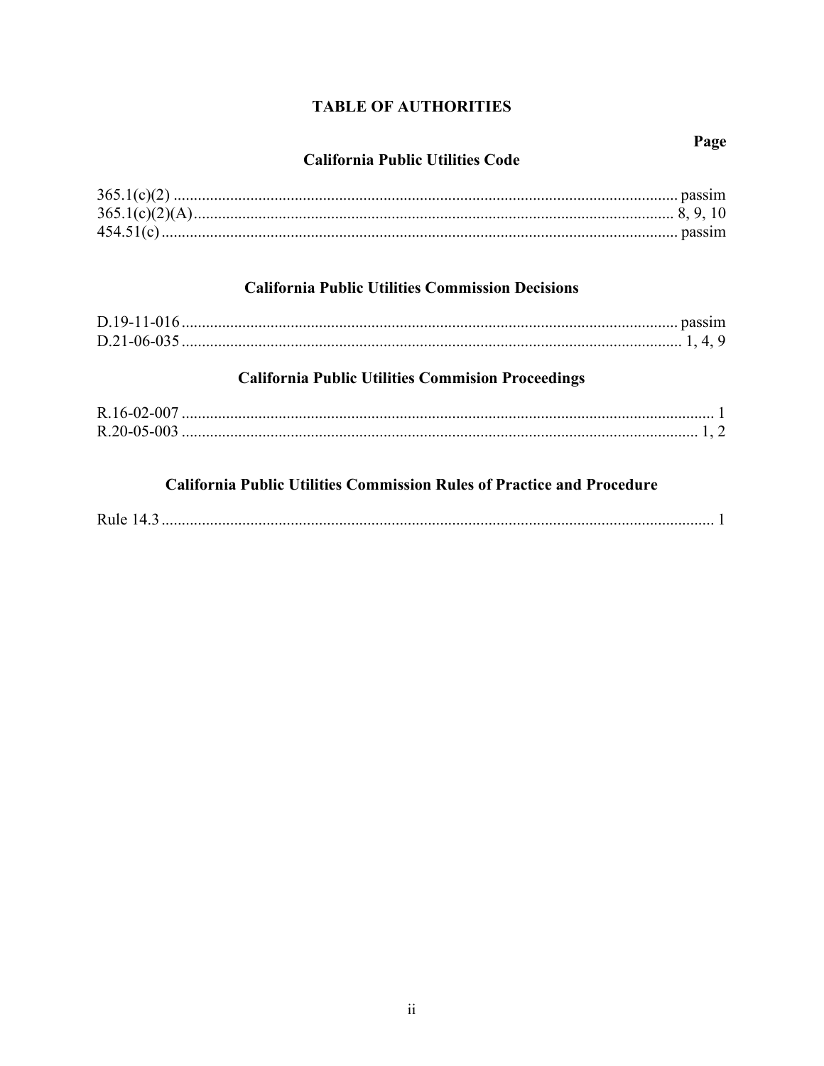# TABLE OF AUTHORITIES

Page

## California Public Utilities Code

365.1(c)(2) ............................................................................................................................ passim
365.1(c)(2)(A) ....................................................................................................................... 8, 9, 10
454.51(c) ............................................................................................................................... passim

## California Public Utilities Commission Decisions

D.19-11-016 .......................................................................................................................... passim
D.21-06-035 ........................................................................................................................... 1, 4, 9

## California Public Utilities Commision Proceedings

R.16-02-007 ................................................................................................................................... 1
R.20-05-003 ................................................................................................................................ 1, 2

## California Public Utilities Commission Rules of Practice and Procedure

Rule 14.3 ......................................................................................................................................... 1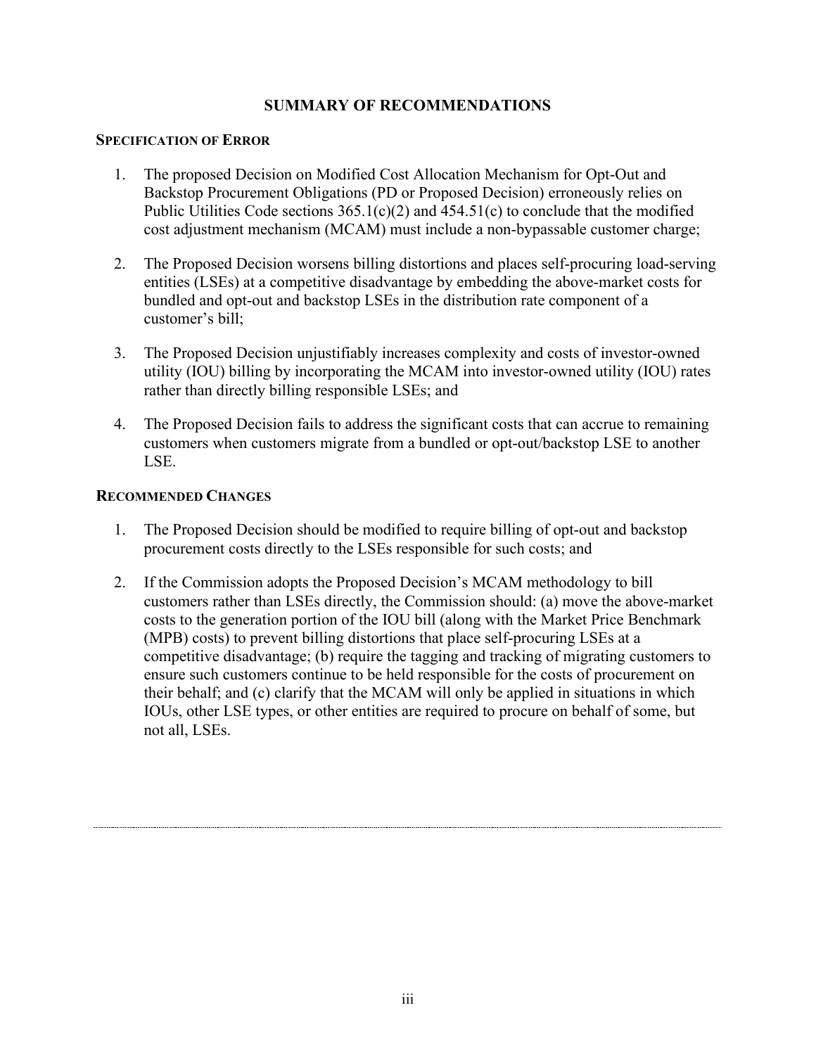# SUMMARY OF RECOMMENDATIONS

## SPECIFICATION OF ERROR

1. The proposed Decision on Modified Cost Allocation Mechanism for Opt-Out and Backstop Procurement Obligations (PD or Proposed Decision) erroneously relies on Public Utilities Code sections 365.1(c)(2) and 454.51(c) to conclude that the modified cost adjustment mechanism (MCAM) must include a non-bypassable customer charge;

2. The Proposed Decision worsens billing distortions and places self-procuring load-serving entities (LSEs) at a competitive disadvantage by embedding the above-market costs for bundled and opt-out and backstop LSEs in the distribution rate component of a customer's bill;

3. The Proposed Decision unjustifiably increases complexity and costs of investor-owned utility (IOU) billing by incorporating the MCAM into investor-owned utility (IOU) rates rather than directly billing responsible LSEs; and

4. The Proposed Decision fails to address the significant costs that can accrue to remaining customers when customers migrate from a bundled or opt-out/backstop LSE to another LSE.

## RECOMMENDED CHANGES

1. The Proposed Decision should be modified to require billing of opt-out and backstop procurement costs directly to the LSEs responsible for such costs; and

2. If the Commission adopts the Proposed Decision's MCAM methodology to bill customers rather than LSEs directly, the Commission should: (a) move the above-market costs to the generation portion of the IOU bill (along with the Market Price Benchmark (MPB) costs) to prevent billing distortions that place self-procuring LSEs at a competitive disadvantage; (b) require the tagging and tracking of migrating customers to ensure such customers continue to be held responsible for the costs of procurement on their behalf; and (c) clarify that the MCAM will only be applied in situations in which IOUs, other LSE types, or other entities are required to procure on behalf of some, but not all, LSEs.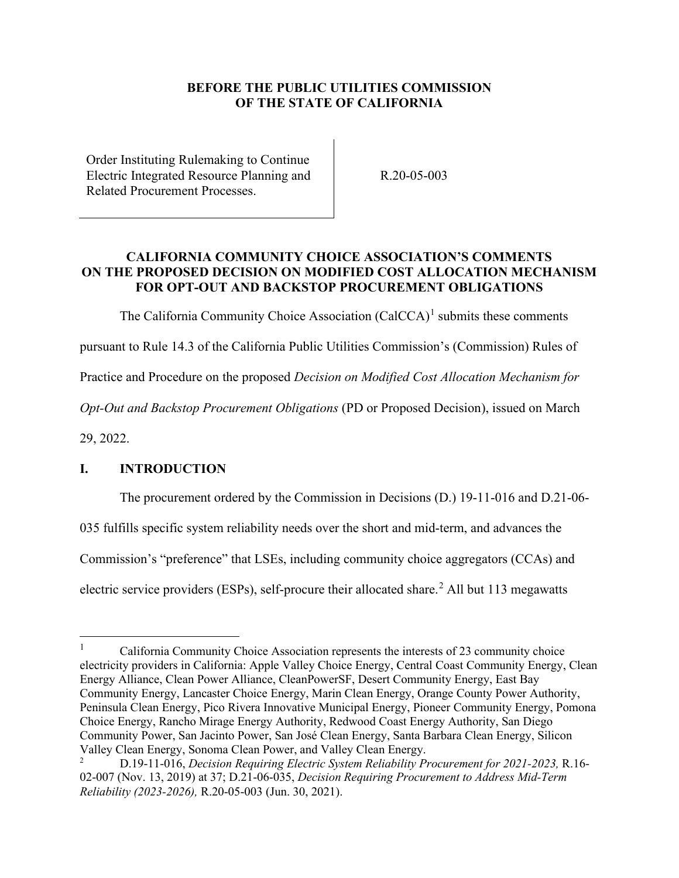**BEFORE THE PUBLIC UTILITIES COMMISSION OF THE STATE OF CALIFORNIA**

| | |
|---|---|
| Order Instituting Rulemaking to Continue Electric Integrated Resource Planning and Related Procurement Processes. | R.20-05-003 |

## CALIFORNIA COMMUNITY CHOICE ASSOCIATION'S COMMENTS ON THE PROPOSED DECISION ON MODIFIED COST ALLOCATION MECHANISM FOR OPT-OUT AND BACKSTOP PROCUREMENT OBLIGATIONS

The California Community Choice Association (CalCCA)[1] submits these comments pursuant to Rule 14.3 of the California Public Utilities Commission's (Commission) Rules of Practice and Procedure on the proposed *Decision on Modified Cost Allocation Mechanism for Opt-Out and Backstop Procurement Obligations* (PD or Proposed Decision), issued on March 29, 2022.

## I. INTRODUCTION

The procurement ordered by the Commission in Decisions (D.) 19-11-016 and D.21-06-035 fulfills specific system reliability needs over the short and mid-term, and advances the Commission's "preference" that LSEs, including community choice aggregators (CCAs) and electric service providers (ESPs), self-procure their allocated share.[2] All but 113 megawatts

---

[1] California Community Choice Association represents the interests of 23 community choice electricity providers in California: Apple Valley Choice Energy, Central Coast Community Energy, Clean Energy Alliance, Clean Power Alliance, CleanPowerSF, Desert Community Energy, East Bay Community Energy, Lancaster Choice Energy, Marin Clean Energy, Orange County Power Authority, Peninsula Clean Energy, Pico Rivera Innovative Municipal Energy, Pioneer Community Energy, Pomona Choice Energy, Rancho Mirage Energy Authority, Redwood Coast Energy Authority, San Diego Community Power, San Jacinto Power, San José Clean Energy, Santa Barbara Clean Energy, Silicon Valley Clean Energy, Sonoma Clean Power, and Valley Clean Energy.

[2] D.19-11-016, *Decision Requiring Electric System Reliability Procurement for 2021-2023,* R.16-02-007 (Nov. 13, 2019) at 37; D.21-06-035, *Decision Requiring Procurement to Address Mid-Term Reliability (2023-2026),* R.20-05-003 (Jun. 30, 2021).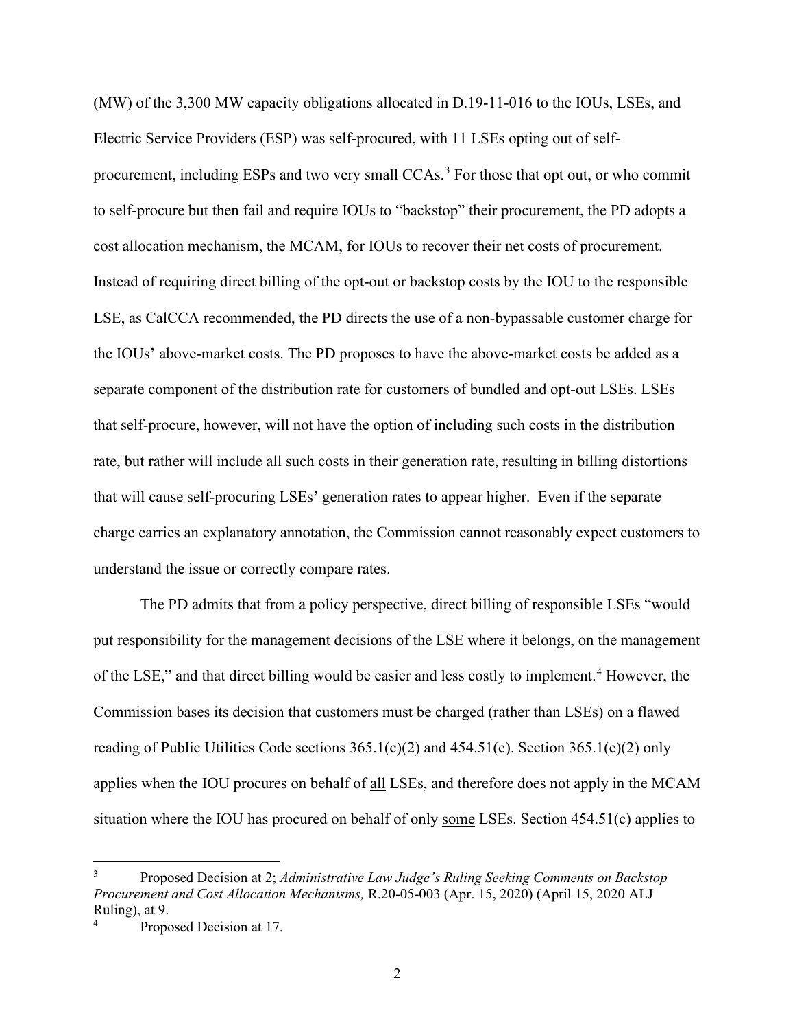(MW) of the 3,300 MW capacity obligations allocated in D.19-11-016 to the IOUs, LSEs, and Electric Service Providers (ESP) was self-procured, with 11 LSEs opting out of self-procurement, including ESPs and two very small CCAs.[3] For those that opt out, or who commit to self-procure but then fail and require IOUs to "backstop" their procurement, the PD adopts a cost allocation mechanism, the MCAM, for IOUs to recover their net costs of procurement. Instead of requiring direct billing of the opt-out or backstop costs by the IOU to the responsible LSE, as CalCCA recommended, the PD directs the use of a non-bypassable customer charge for the IOUs' above-market costs. The PD proposes to have the above-market costs be added as a separate component of the distribution rate for customers of bundled and opt-out LSEs. LSEs that self-procure, however, will not have the option of including such costs in the distribution rate, but rather will include all such costs in their generation rate, resulting in billing distortions that will cause self-procuring LSEs' generation rates to appear higher. Even if the separate charge carries an explanatory annotation, the Commission cannot reasonably expect customers to understand the issue or correctly compare rates.

The PD admits that from a policy perspective, direct billing of responsible LSEs "would put responsibility for the management decisions of the LSE where it belongs, on the management of the LSE," and that direct billing would be easier and less costly to implement.[4] However, the Commission bases its decision that customers must be charged (rather than LSEs) on a flawed reading of Public Utilities Code sections 365.1(c)(2) and 454.51(c). Section 365.1(c)(2) only applies when the IOU procures on behalf of <u>all</u> LSEs, and therefore does not apply in the MCAM situation where the IOU has procured on behalf of only <u>some</u> LSEs. Section 454.51(c) applies to

---

[3] Proposed Decision at 2; *Administrative Law Judge's Ruling Seeking Comments on Backstop Procurement and Cost Allocation Mechanisms,* R.20-05-003 (Apr. 15, 2020) (April 15, 2020 ALJ Ruling), at 9.

[4] Proposed Decision at 17.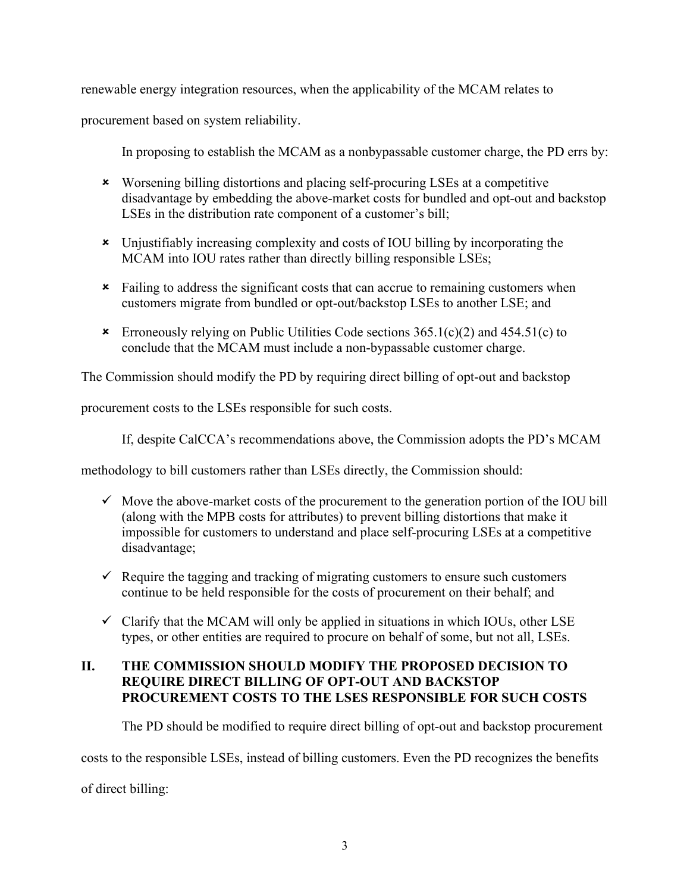renewable energy integration resources, when the applicability of the MCAM relates to procurement based on system reliability.

In proposing to establish the MCAM as a nonbypassable customer charge, the PD errs by:

- ✗ Worsening billing distortions and placing self-procuring LSEs at a competitive disadvantage by embedding the above-market costs for bundled and opt-out and backstop LSEs in the distribution rate component of a customer's bill;
- ✗ Unjustifiably increasing complexity and costs of IOU billing by incorporating the MCAM into IOU rates rather than directly billing responsible LSEs;
- ✗ Failing to address the significant costs that can accrue to remaining customers when customers migrate from bundled or opt-out/backstop LSEs to another LSE; and
- ✗ Erroneously relying on Public Utilities Code sections 365.1(c)(2) and 454.51(c) to conclude that the MCAM must include a non-bypassable customer charge.

The Commission should modify the PD by requiring direct billing of opt-out and backstop procurement costs to the LSEs responsible for such costs.

If, despite CalCCA's recommendations above, the Commission adopts the PD's MCAM methodology to bill customers rather than LSEs directly, the Commission should:

- ✓ Move the above-market costs of the procurement to the generation portion of the IOU bill (along with the MPB costs for attributes) to prevent billing distortions that make it impossible for customers to understand and place self-procuring LSEs at a competitive disadvantage;
- ✓ Require the tagging and tracking of migrating customers to ensure such customers continue to be held responsible for the costs of procurement on their behalf; and
- ✓ Clarify that the MCAM will only be applied in situations in which IOUs, other LSE types, or other entities are required to procure on behalf of some, but not all, LSEs.

## II. THE COMMISSION SHOULD MODIFY THE PROPOSED DECISION TO REQUIRE DIRECT BILLING OF OPT-OUT AND BACKSTOP PROCUREMENT COSTS TO THE LSES RESPONSIBLE FOR SUCH COSTS

The PD should be modified to require direct billing of opt-out and backstop procurement costs to the responsible LSEs, instead of billing customers. Even the PD recognizes the benefits of direct billing: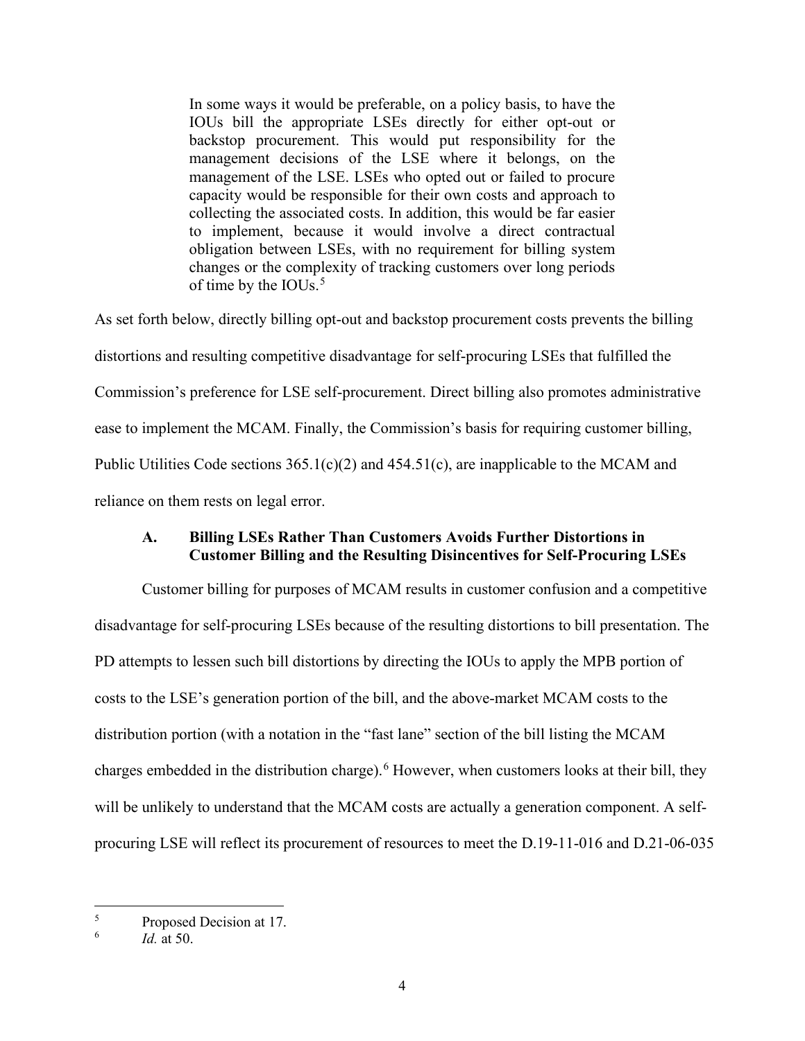> In some ways it would be preferable, on a policy basis, to have the IOUs bill the appropriate LSEs directly for either opt-out or backstop procurement. This would put responsibility for the management decisions of the LSE where it belongs, on the management of the LSE. LSEs who opted out or failed to procure capacity would be responsible for their own costs and approach to collecting the associated costs. In addition, this would be far easier to implement, because it would involve a direct contractual obligation between LSEs, with no requirement for billing system changes or the complexity of tracking customers over long periods of time by the IOUs.[5]

As set forth below, directly billing opt-out and backstop procurement costs prevents the billing distortions and resulting competitive disadvantage for self-procuring LSEs that fulfilled the Commission's preference for LSE self-procurement. Direct billing also promotes administrative ease to implement the MCAM. Finally, the Commission's basis for requiring customer billing, Public Utilities Code sections 365.1(c)(2) and 454.51(c), are inapplicable to the MCAM and reliance on them rests on legal error.

### A. Billing LSEs Rather Than Customers Avoids Further Distortions in Customer Billing and the Resulting Disincentives for Self-Procuring LSEs

Customer billing for purposes of MCAM results in customer confusion and a competitive disadvantage for self-procuring LSEs because of the resulting distortions to bill presentation. The PD attempts to lessen such bill distortions by directing the IOUs to apply the MPB portion of costs to the LSE's generation portion of the bill, and the above-market MCAM costs to the distribution portion (with a notation in the "fast lane" section of the bill listing the MCAM charges embedded in the distribution charge).[6] However, when customers looks at their bill, they will be unlikely to understand that the MCAM costs are actually a generation component. A self-procuring LSE will reflect its procurement of resources to meet the D.19-11-016 and D.21-06-035

---

[5] Proposed Decision at 17.

[6] *Id.* at 50.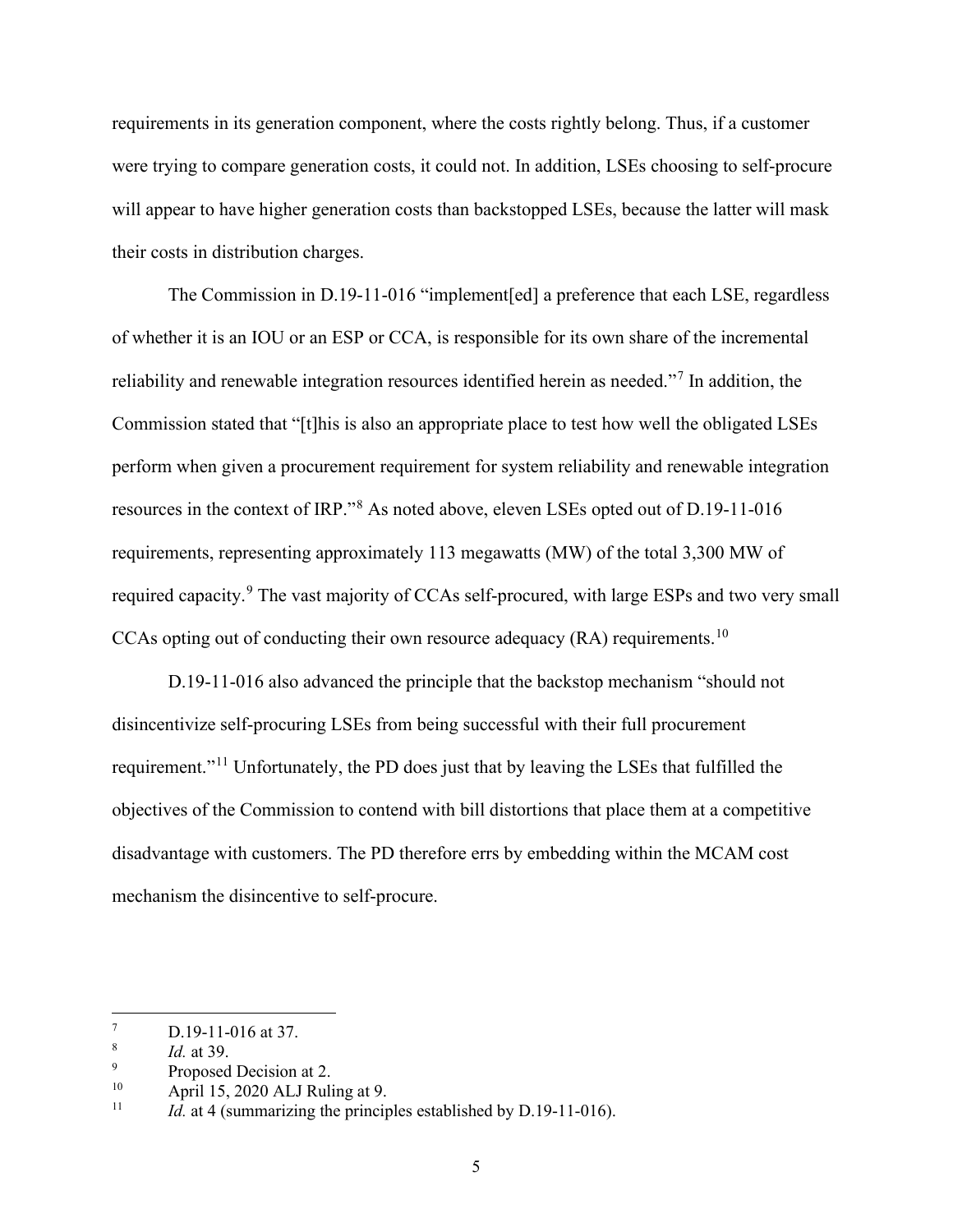requirements in its generation component, where the costs rightly belong. Thus, if a customer were trying to compare generation costs, it could not. In addition, LSEs choosing to self-procure will appear to have higher generation costs than backstopped LSEs, because the latter will mask their costs in distribution charges.

The Commission in D.19-11-016 "implement[ed] a preference that each LSE, regardless of whether it is an IOU or an ESP or CCA, is responsible for its own share of the incremental reliability and renewable integration resources identified herein as needed."[7] In addition, the Commission stated that "[t]his is also an appropriate place to test how well the obligated LSEs perform when given a procurement requirement for system reliability and renewable integration resources in the context of IRP."[8] As noted above, eleven LSEs opted out of D.19-11-016 requirements, representing approximately 113 megawatts (MW) of the total 3,300 MW of required capacity.[9] The vast majority of CCAs self-procured, with large ESPs and two very small CCAs opting out of conducting their own resource adequacy (RA) requirements.[10]

D.19-11-016 also advanced the principle that the backstop mechanism "should not disincentivize self-procuring LSEs from being successful with their full procurement requirement."[11] Unfortunately, the PD does just that by leaving the LSEs that fulfilled the objectives of the Commission to contend with bill distortions that place them at a competitive disadvantage with customers. The PD therefore errs by embedding within the MCAM cost mechanism the disincentive to self-procure.

---

[7] D.19-11-016 at 37.

[8] *Id.* at 39.

[9] Proposed Decision at 2.

[10] April 15, 2020 ALJ Ruling at 9.

[11] *Id.* at 4 (summarizing the principles established by D.19-11-016).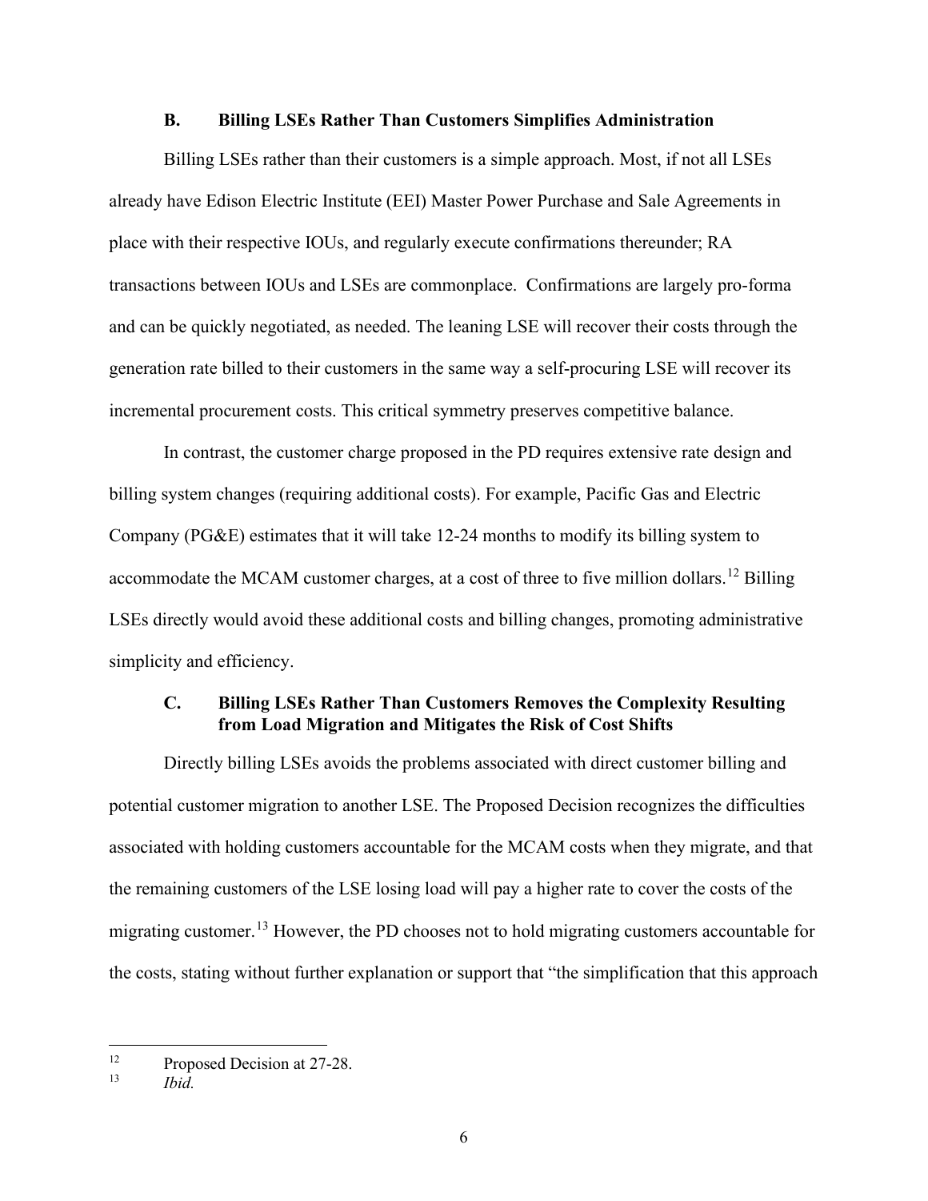### B. Billing LSEs Rather Than Customers Simplifies Administration

Billing LSEs rather than their customers is a simple approach. Most, if not all LSEs already have Edison Electric Institute (EEI) Master Power Purchase and Sale Agreements in place with their respective IOUs, and regularly execute confirmations thereunder; RA transactions between IOUs and LSEs are commonplace. Confirmations are largely pro-forma and can be quickly negotiated, as needed. The leaning LSE will recover their costs through the generation rate billed to their customers in the same way a self-procuring LSE will recover its incremental procurement costs. This critical symmetry preserves competitive balance.

In contrast, the customer charge proposed in the PD requires extensive rate design and billing system changes (requiring additional costs). For example, Pacific Gas and Electric Company (PG&E) estimates that it will take 12-24 months to modify its billing system to accommodate the MCAM customer charges, at a cost of three to five million dollars.[12] Billing LSEs directly would avoid these additional costs and billing changes, promoting administrative simplicity and efficiency.

### C. Billing LSEs Rather Than Customers Removes the Complexity Resulting from Load Migration and Mitigates the Risk of Cost Shifts

Directly billing LSEs avoids the problems associated with direct customer billing and potential customer migration to another LSE. The Proposed Decision recognizes the difficulties associated with holding customers accountable for the MCAM costs when they migrate, and that the remaining customers of the LSE losing load will pay a higher rate to cover the costs of the migrating customer.[13] However, the PD chooses not to hold migrating customers accountable for the costs, stating without further explanation or support that "the simplification that this approach

---

[12] Proposed Decision at 27-28.

[13] *Ibid.*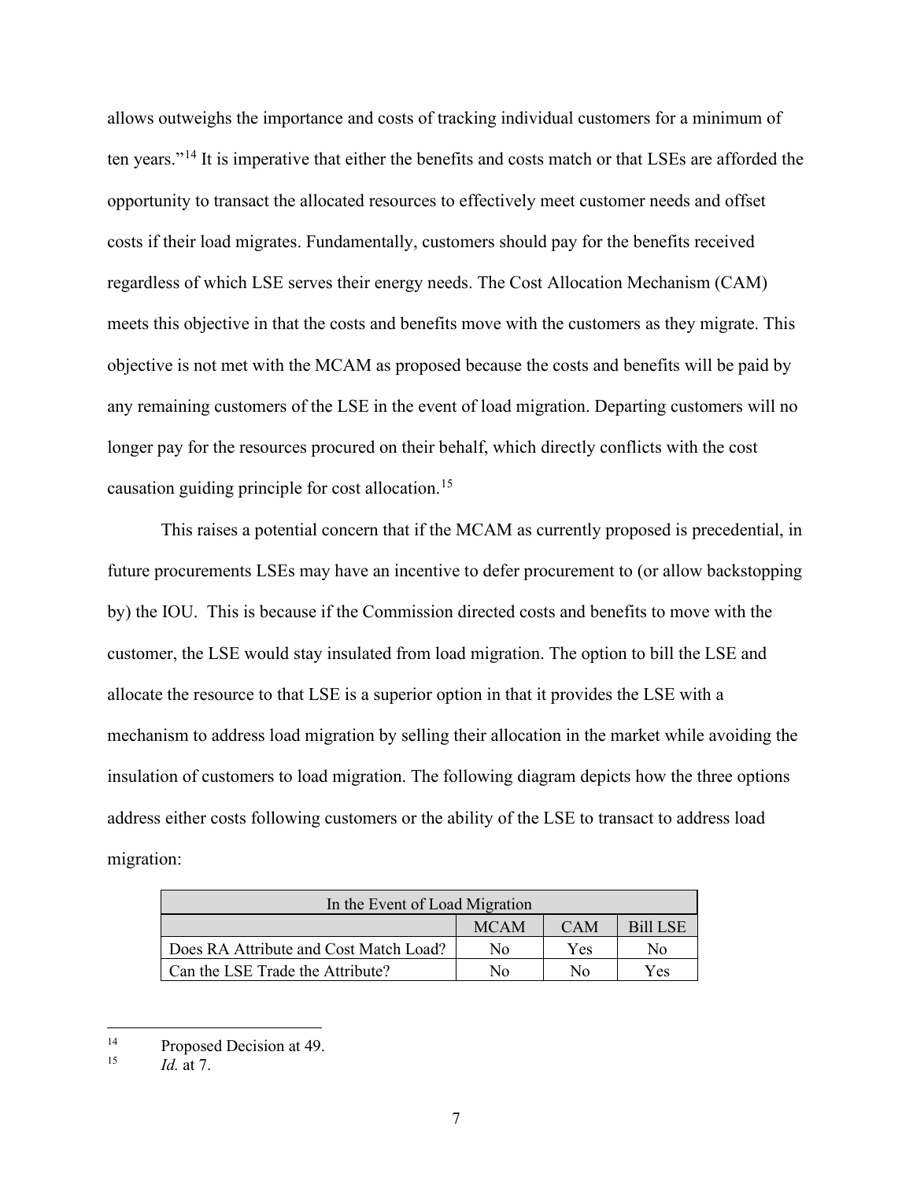allows outweighs the importance and costs of tracking individual customers for a minimum of ten years."[14] It is imperative that either the benefits and costs match or that LSEs are afforded the opportunity to transact the allocated resources to effectively meet customer needs and offset costs if their load migrates. Fundamentally, customers should pay for the benefits received regardless of which LSE serves their energy needs. The Cost Allocation Mechanism (CAM) meets this objective in that the costs and benefits move with the customers as they migrate. This objective is not met with the MCAM as proposed because the costs and benefits will be paid by any remaining customers of the LSE in the event of load migration. Departing customers will no longer pay for the resources procured on their behalf, which directly conflicts with the cost causation guiding principle for cost allocation.[15]

This raises a potential concern that if the MCAM as currently proposed is precedential, in future procurements LSEs may have an incentive to defer procurement to (or allow backstopping by) the IOU. This is because if the Commission directed costs and benefits to move with the customer, the LSE would stay insulated from load migration. The option to bill the LSE and allocate the resource to that LSE is a superior option in that it provides the LSE with a mechanism to address load migration by selling their allocation in the market while avoiding the insulation of customers to load migration. The following diagram depicts how the three options address either costs following customers or the ability of the LSE to transact to address load migration:

| In the Event of Load Migration | | | |
|---|---|---|---|
| | MCAM | CAM | Bill LSE |
| Does RA Attribute and Cost Match Load? | No | Yes | No |
| Can the LSE Trade the Attribute? | No | No | Yes |

---

[14] Proposed Decision at 49.

[15] *Id.* at 7.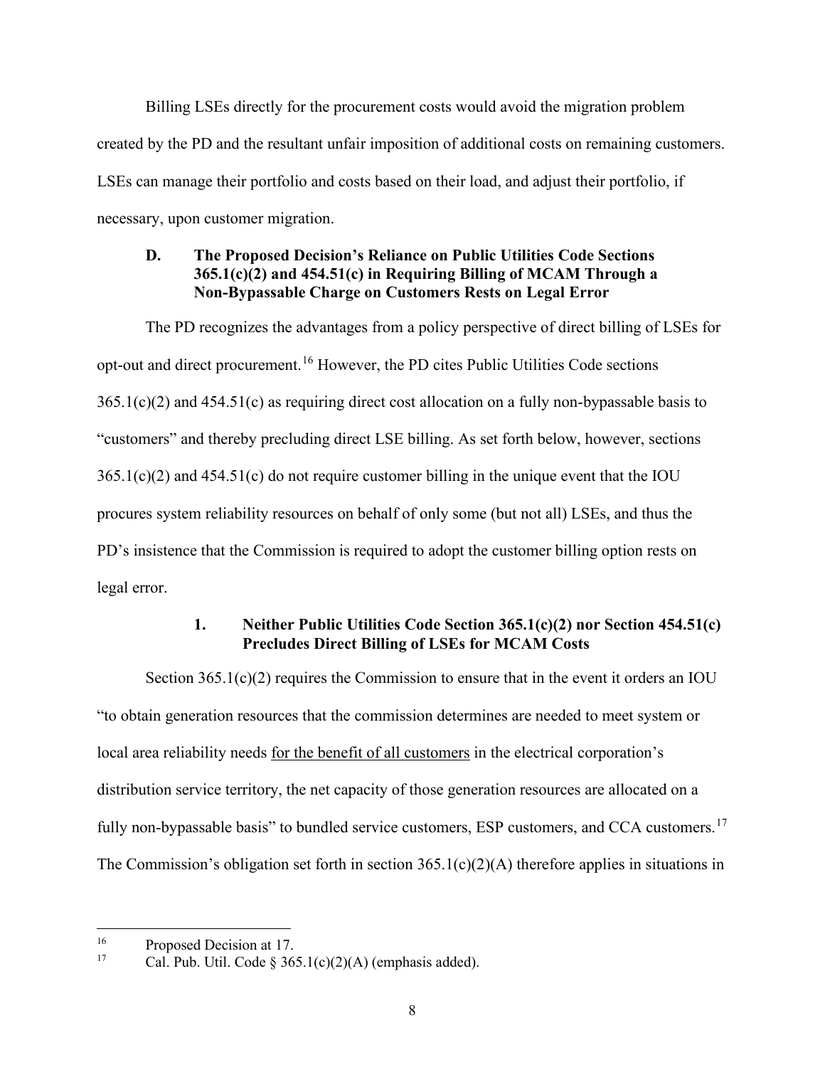Billing LSEs directly for the procurement costs would avoid the migration problem created by the PD and the resultant unfair imposition of additional costs on remaining customers. LSEs can manage their portfolio and costs based on their load, and adjust their portfolio, if necessary, upon customer migration.

### D. The Proposed Decision's Reliance on Public Utilities Code Sections 365.1(c)(2) and 454.51(c) in Requiring Billing of MCAM Through a Non-Bypassable Charge on Customers Rests on Legal Error

The PD recognizes the advantages from a policy perspective of direct billing of LSEs for opt-out and direct procurement.[16] However, the PD cites Public Utilities Code sections 365.1(c)(2) and 454.51(c) as requiring direct cost allocation on a fully non-bypassable basis to "customers" and thereby precluding direct LSE billing. As set forth below, however, sections 365.1(c)(2) and 454.51(c) do not require customer billing in the unique event that the IOU procures system reliability resources on behalf of only some (but not all) LSEs, and thus the PD's insistence that the Commission is required to adopt the customer billing option rests on legal error.

#### 1. Neither Public Utilities Code Section 365.1(c)(2) nor Section 454.51(c) Precludes Direct Billing of LSEs for MCAM Costs

Section 365.1(c)(2) requires the Commission to ensure that in the event it orders an IOU "to obtain generation resources that the commission determines are needed to meet system or local area reliability needs <u>for the benefit of all customers</u> in the electrical corporation's distribution service territory, the net capacity of those generation resources are allocated on a fully non-bypassable basis" to bundled service customers, ESP customers, and CCA customers.[17] The Commission's obligation set forth in section 365.1(c)(2)(A) therefore applies in situations in

---

[16] Proposed Decision at 17.

[17] Cal. Pub. Util. Code § 365.1(c)(2)(A) (emphasis added).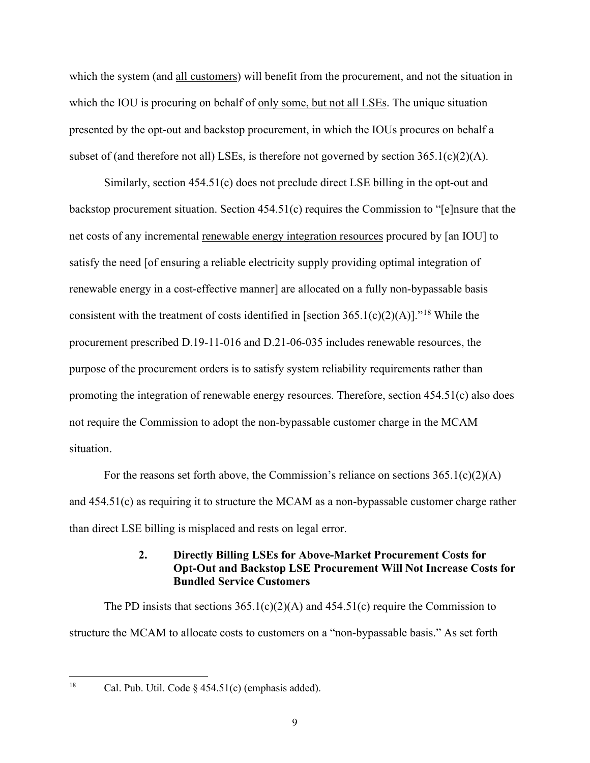which the system (and <u>all customers</u>) will benefit from the procurement, and not the situation in which the IOU is procuring on behalf of <u>only some, but not all LSEs</u>. The unique situation presented by the opt-out and backstop procurement, in which the IOUs procures on behalf a subset of (and therefore not all) LSEs, is therefore not governed by section 365.1(c)(2)(A).

Similarly, section 454.51(c) does not preclude direct LSE billing in the opt-out and backstop procurement situation. Section 454.51(c) requires the Commission to "[e]nsure that the net costs of any incremental <u>renewable energy integration resources</u> procured by [an IOU] to satisfy the need [of ensuring a reliable electricity supply providing optimal integration of renewable energy in a cost-effective manner] are allocated on a fully non-bypassable basis consistent with the treatment of costs identified in [section 365.1(c)(2)(A)]."[18] While the procurement prescribed D.19-11-016 and D.21-06-035 includes renewable resources, the purpose of the procurement orders is to satisfy system reliability requirements rather than promoting the integration of renewable energy resources. Therefore, section 454.51(c) also does not require the Commission to adopt the non-bypassable customer charge in the MCAM situation.

For the reasons set forth above, the Commission's reliance on sections 365.1(c)(2)(A) and 454.51(c) as requiring it to structure the MCAM as a non-bypassable customer charge rather than direct LSE billing is misplaced and rests on legal error.

### 2. Directly Billing LSEs for Above-Market Procurement Costs for Opt-Out and Backstop LSE Procurement Will Not Increase Costs for Bundled Service Customers

The PD insists that sections 365.1(c)(2)(A) and 454.51(c) require the Commission to structure the MCAM to allocate costs to customers on a "non-bypassable basis." As set forth

---

[18] Cal. Pub. Util. Code § 454.51(c) (emphasis added).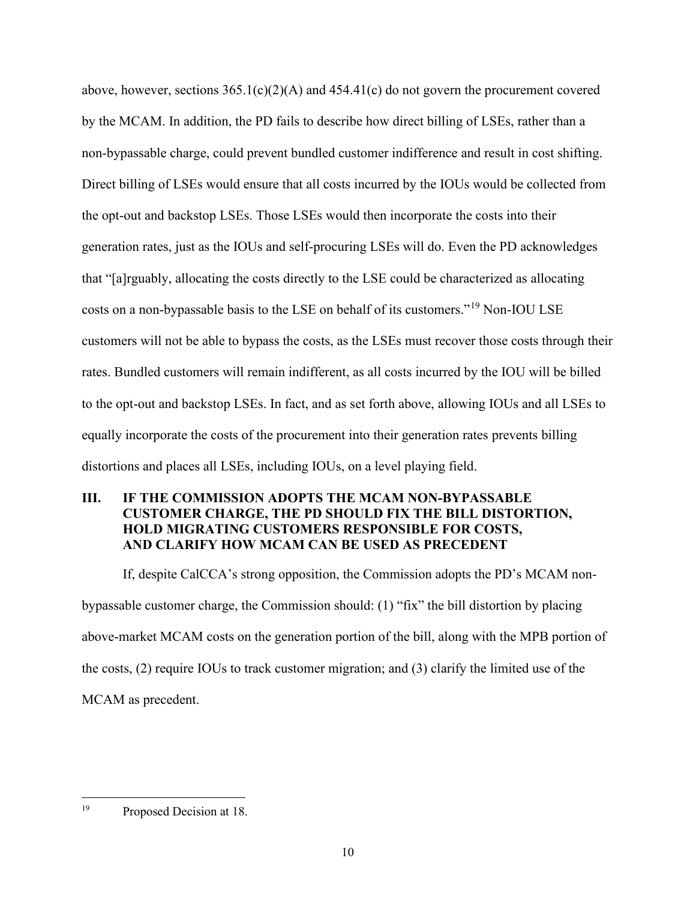above, however, sections 365.1(c)(2)(A) and 454.41(c) do not govern the procurement covered by the MCAM. In addition, the PD fails to describe how direct billing of LSEs, rather than a non-bypassable charge, could prevent bundled customer indifference and result in cost shifting. Direct billing of LSEs would ensure that all costs incurred by the IOUs would be collected from the opt-out and backstop LSEs. Those LSEs would then incorporate the costs into their generation rates, just as the IOUs and self-procuring LSEs will do. Even the PD acknowledges that "[a]rguably, allocating the costs directly to the LSE could be characterized as allocating costs on a non-bypassable basis to the LSE on behalf of its customers."[19] Non-IOU LSE customers will not be able to bypass the costs, as the LSEs must recover those costs through their rates. Bundled customers will remain indifferent, as all costs incurred by the IOU will be billed to the opt-out and backstop LSEs. In fact, and as set forth above, allowing IOUs and all LSEs to equally incorporate the costs of the procurement into their generation rates prevents billing distortions and places all LSEs, including IOUs, on a level playing field.

## III. IF THE COMMISSION ADOPTS THE MCAM NON-BYPASSABLE CUSTOMER CHARGE, THE PD SHOULD FIX THE BILL DISTORTION, HOLD MIGRATING CUSTOMERS RESPONSIBLE FOR COSTS, AND CLARIFY HOW MCAM CAN BE USED AS PRECEDENT

If, despite CalCCA's strong opposition, the Commission adopts the PD's MCAM non-bypassable customer charge, the Commission should: (1) "fix" the bill distortion by placing above-market MCAM costs on the generation portion of the bill, along with the MPB portion of the costs, (2) require IOUs to track customer migration; and (3) clarify the limited use of the MCAM as precedent.

---

[19] Proposed Decision at 18.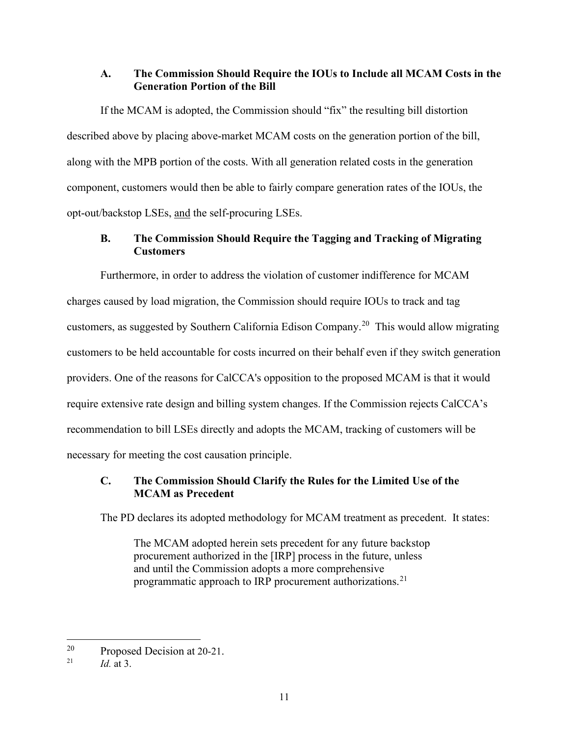### A. The Commission Should Require the IOUs to Include all MCAM Costs in the Generation Portion of the Bill

If the MCAM is adopted, the Commission should "fix" the resulting bill distortion described above by placing above-market MCAM costs on the generation portion of the bill, along with the MPB portion of the costs. With all generation related costs in the generation component, customers would then be able to fairly compare generation rates of the IOUs, the opt-out/backstop LSEs, and the self-procuring LSEs.

### B. The Commission Should Require the Tagging and Tracking of Migrating Customers

Furthermore, in order to address the violation of customer indifference for MCAM charges caused by load migration, the Commission should require IOUs to track and tag customers, as suggested by Southern California Edison Company.[20] This would allow migrating customers to be held accountable for costs incurred on their behalf even if they switch generation providers. One of the reasons for CalCCA's opposition to the proposed MCAM is that it would require extensive rate design and billing system changes. If the Commission rejects CalCCA's recommendation to bill LSEs directly and adopts the MCAM, tracking of customers will be necessary for meeting the cost causation principle.

### C. The Commission Should Clarify the Rules for the Limited Use of the MCAM as Precedent

The PD declares its adopted methodology for MCAM treatment as precedent. It states:

> The MCAM adopted herein sets precedent for any future backstop procurement authorized in the [IRP] process in the future, unless and until the Commission adopts a more comprehensive programmatic approach to IRP procurement authorizations.[21]

---

[20] Proposed Decision at 20-21.

[21] *Id.* at 3.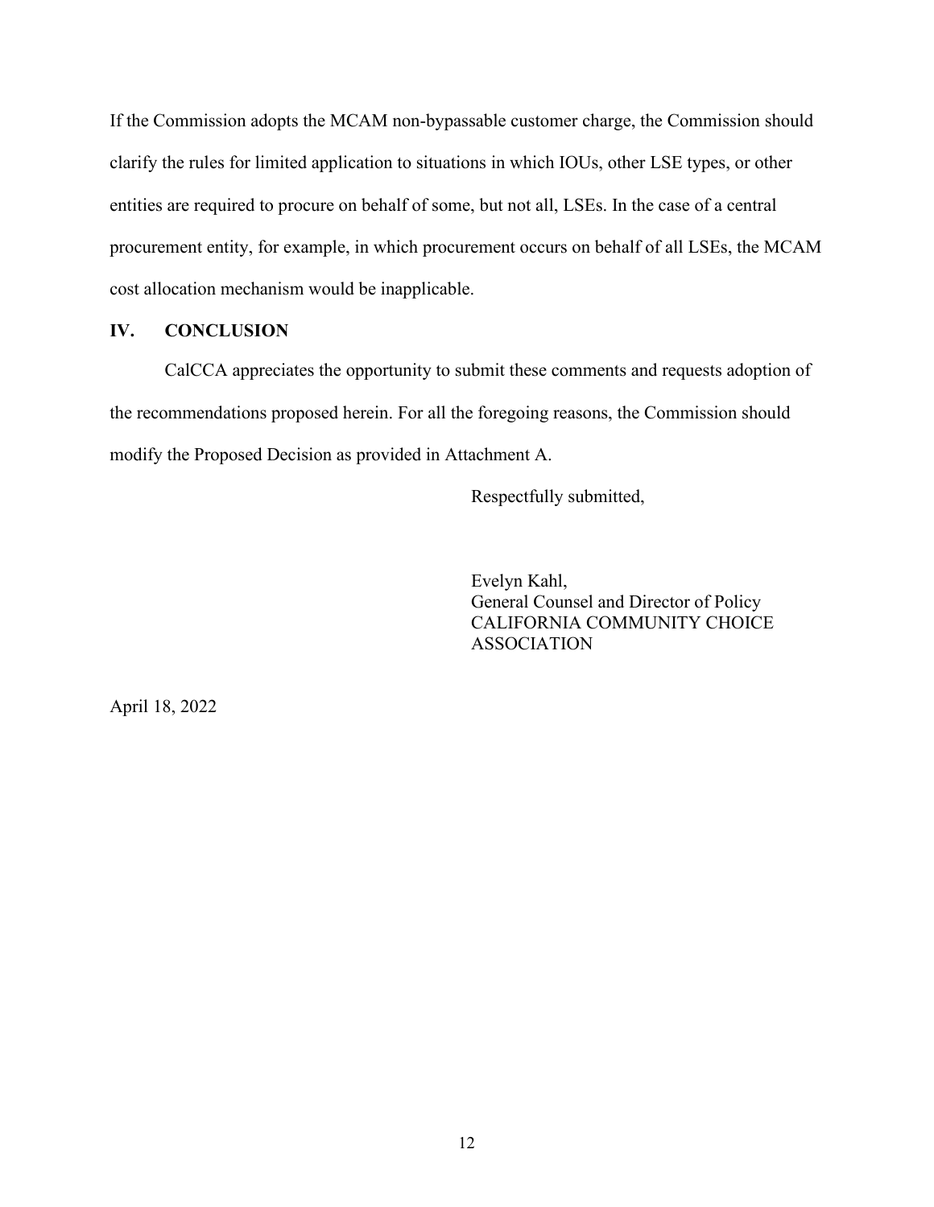If the Commission adopts the MCAM non-bypassable customer charge, the Commission should clarify the rules for limited application to situations in which IOUs, other LSE types, or other entities are required to procure on behalf of some, but not all, LSEs. In the case of a central procurement entity, for example, in which procurement occurs on behalf of all LSEs, the MCAM cost allocation mechanism would be inapplicable.

## IV. CONCLUSION

CalCCA appreciates the opportunity to submit these comments and requests adoption of the recommendations proposed herein. For all the foregoing reasons, the Commission should modify the Proposed Decision as provided in Attachment A.

Respectfully submitted,

Evelyn Kahl,
General Counsel and Director of Policy
CALIFORNIA COMMUNITY CHOICE ASSOCIATION

April 18, 2022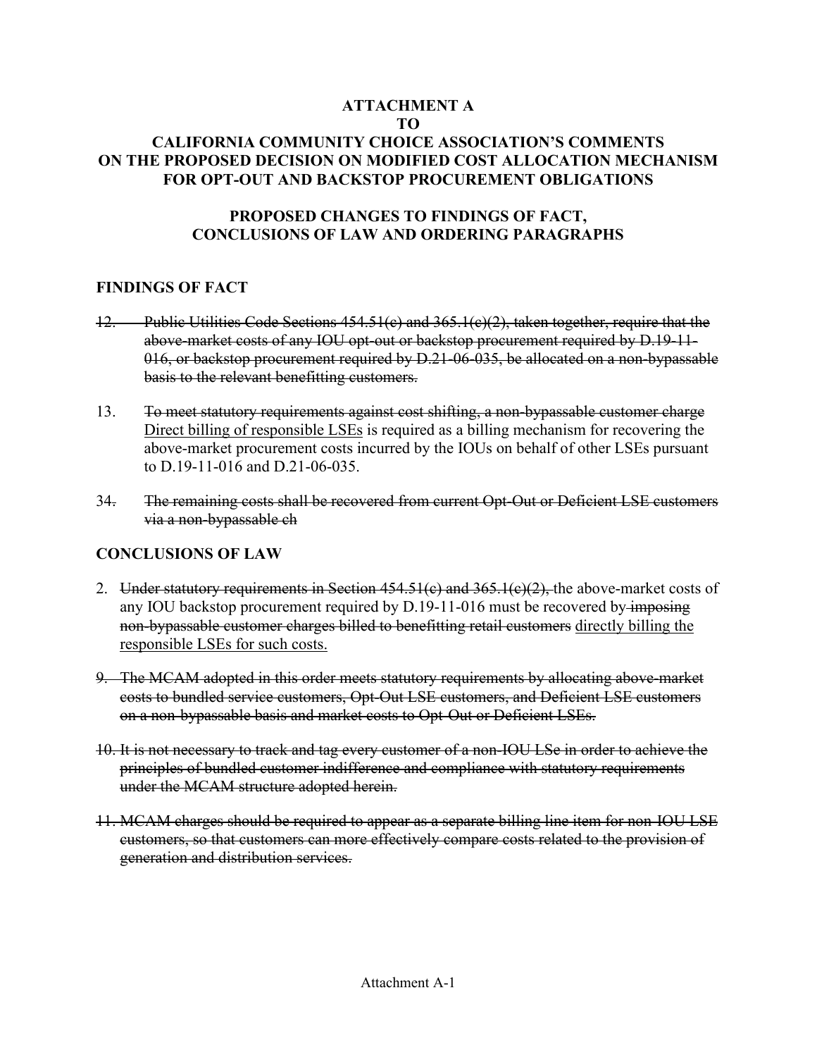**ATTACHMENT A**
**TO**
**CALIFORNIA COMMUNITY CHOICE ASSOCIATION'S COMMENTS ON THE PROPOSED DECISION ON MODIFIED COST ALLOCATION MECHANISM FOR OPT-OUT AND BACKSTOP PROCUREMENT OBLIGATIONS**

**PROPOSED CHANGES TO FINDINGS OF FACT, CONCLUSIONS OF LAW AND ORDERING PARAGRAPHS**

## FINDINGS OF FACT

~~12. Public Utilities Code Sections 454.51(c) and 365.1(c)(2), taken together, require that the above-market costs of any IOU opt-out or backstop procurement required by D.19-11-016, or backstop procurement required by D.21-06-035, be allocated on a non-bypassable basis to the relevant benefitting customers.~~

13. ~~To meet statutory requirements against cost shifting, a non-bypassable customer charge~~ <u>Direct billing of responsible LSEs</u> is required as a billing mechanism for recovering the above-market procurement costs incurred by the IOUs on behalf of other LSEs pursuant to D.19-11-016 and D.21-06-035.

34~~.~~ ~~The remaining costs shall be recovered from current Opt-Out or Deficient LSE customers via a non-bypassable ch~~

## CONCLUSIONS OF LAW

2. ~~Under statutory requirements in Section 454.51(c) and 365.1(c)(2),~~ the above-market costs of any IOU backstop procurement required by D.19-11-016 must be recovered by ~~imposing non-bypassable customer charges billed to benefitting retail customers~~ <u>directly billing the responsible LSEs for such costs.</u>

~~9. The MCAM adopted in this order meets statutory requirements by allocating above-market costs to bundled service customers, Opt-Out LSE customers, and Deficient LSE customers on a non-bypassable basis and market costs to Opt-Out or Deficient LSEs.~~

~~10. It is not necessary to track and tag every customer of a non-IOU LSe in order to achieve the principles of bundled customer indifference and compliance with statutory requirements under the MCAM structure adopted herein.~~

~~11. MCAM charges should be required to appear as a separate billing line item for non-IOU LSE customers, so that customers can more effectively compare costs related to the provision of generation and distribution services.~~